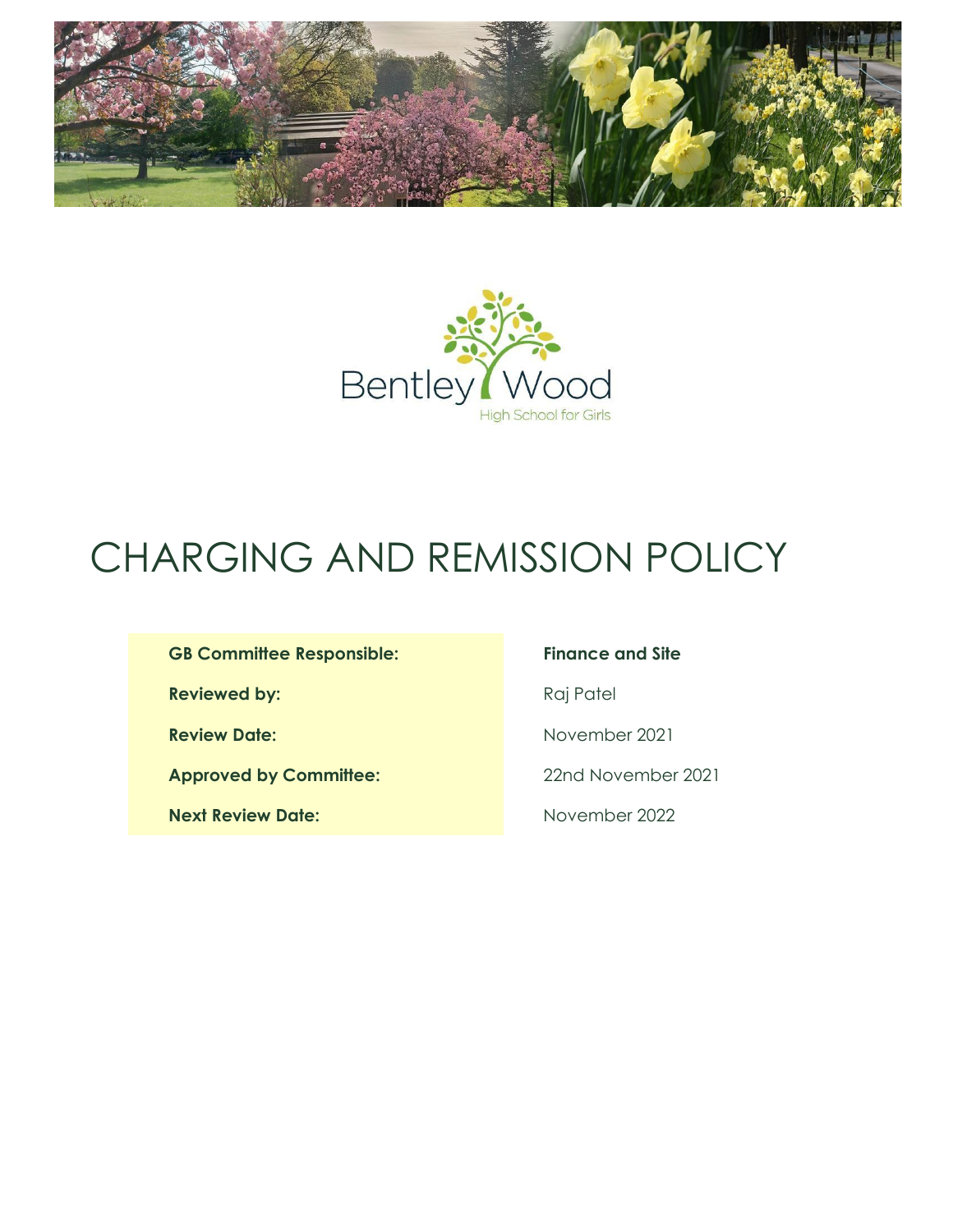Bentley Wood

High School for Girls

# CHARGING AND REMISSION POLICY

| | |
|---|---|
| **GB Committee Responsible:** | **Finance and Site** |
| **Reviewed by:** | Raj Patel |
| **Review Date:** | November 2021 |
| **Approved by Committee:** | 22nd November 2021 |
| **Next Review Date:** | November 2022 |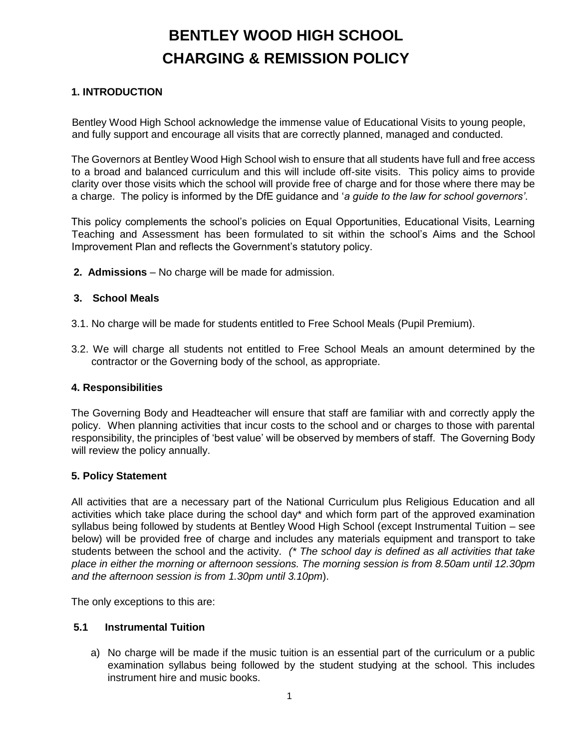# BENTLEY WOOD HIGH SCHOOL
# CHARGING & REMISSION POLICY

## 1. INTRODUCTION

Bentley Wood High School acknowledge the immense value of Educational Visits to young people, and fully support and encourage all visits that are correctly planned, managed and conducted.

The Governors at Bentley Wood High School wish to ensure that all students have full and free access to a broad and balanced curriculum and this will include off-site visits. This policy aims to provide clarity over those visits which the school will provide free of charge and for those where there may be a charge. The policy is informed by the DfE guidance and '*a guide to the law for school governors'*.

This policy complements the school's policies on Equal Opportunities, Educational Visits, Learning Teaching and Assessment has been formulated to sit within the school's Aims and the School Improvement Plan and reflects the Government's statutory policy.

**2. Admissions** – No charge will be made for admission.

## 3. School Meals

3.1. No charge will be made for students entitled to Free School Meals (Pupil Premium).

3.2. We will charge all students not entitled to Free School Meals an amount determined by the contractor or the Governing body of the school, as appropriate.

## 4. Responsibilities

The Governing Body and Headteacher will ensure that staff are familiar with and correctly apply the policy. When planning activities that incur costs to the school and or charges to those with parental responsibility, the principles of 'best value' will be observed by members of staff. The Governing Body will review the policy annually.

## 5. Policy Statement

All activities that are a necessary part of the National Curriculum plus Religious Education and all activities which take place during the school day* and which form part of the approved examination syllabus being followed by students at Bentley Wood High School (except Instrumental Tuition – see below) will be provided free of charge and includes any materials equipment and transport to take students between the school and the activity. *(* The school day is defined as all activities that take place in either the morning or afternoon sessions. The morning session is from 8.50am until 12.30pm and the afternoon session is from 1.30pm until 3.10pm*).

The only exceptions to this are:

### 5.1 Instrumental Tuition

a) No charge will be made if the music tuition is an essential part of the curriculum or a public examination syllabus being followed by the student studying at the school. This includes instrument hire and music books.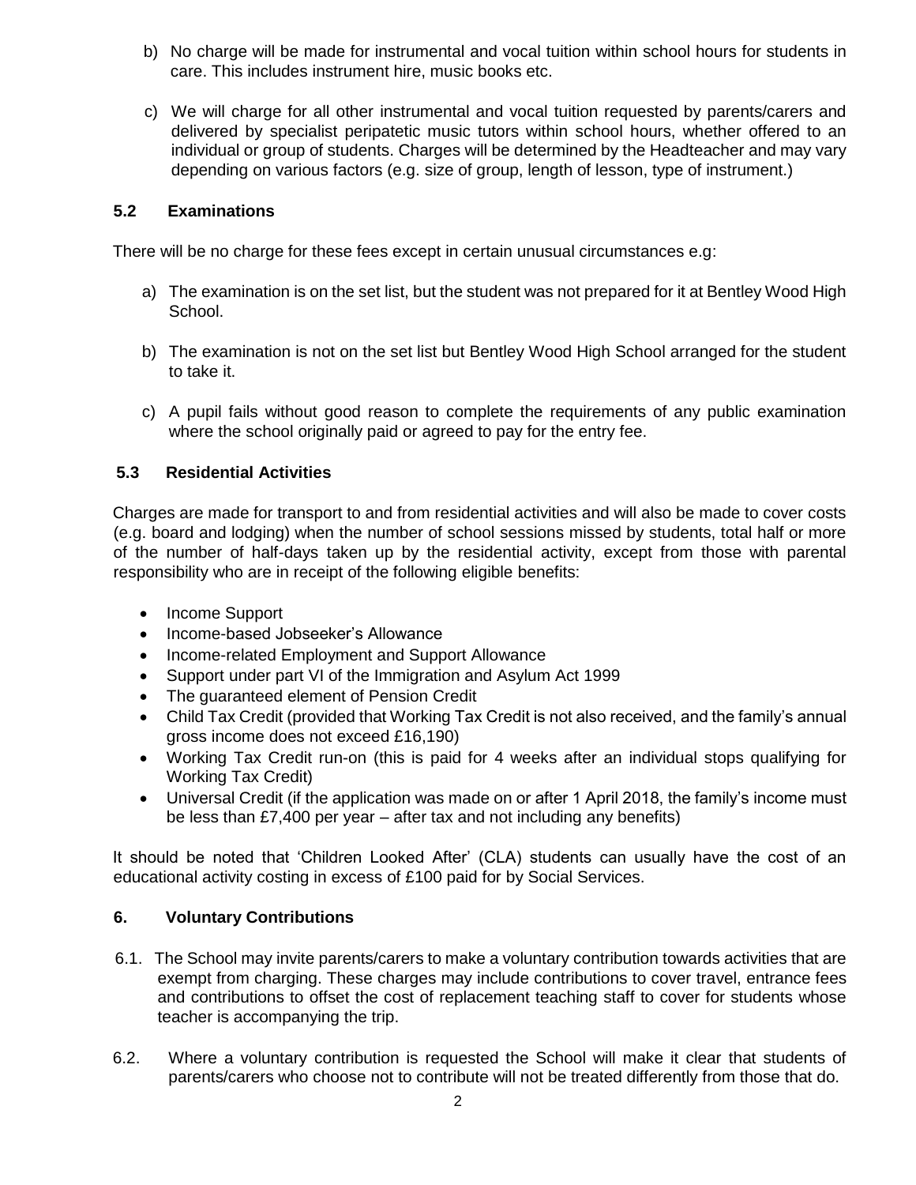b) No charge will be made for instrumental and vocal tuition within school hours for students in care. This includes instrument hire, music books etc.

c) We will charge for all other instrumental and vocal tuition requested by parents/carers and delivered by specialist peripatetic music tutors within school hours, whether offered to an individual or group of students. Charges will be determined by the Headteacher and may vary depending on various factors (e.g. size of group, length of lesson, type of instrument.)

### 5.2 Examinations

There will be no charge for these fees except in certain unusual circumstances e.g:

a) The examination is on the set list, but the student was not prepared for it at Bentley Wood High School.

b) The examination is not on the set list but Bentley Wood High School arranged for the student to take it.

c) A pupil fails without good reason to complete the requirements of any public examination where the school originally paid or agreed to pay for the entry fee.

### 5.3 Residential Activities

Charges are made for transport to and from residential activities and will also be made to cover costs (e.g. board and lodging) when the number of school sessions missed by students, total half or more of the number of half-days taken up by the residential activity, except from those with parental responsibility who are in receipt of the following eligible benefits:

- Income Support
- Income-based Jobseeker's Allowance
- Income-related Employment and Support Allowance
- Support under part VI of the Immigration and Asylum Act 1999
- The guaranteed element of Pension Credit
- Child Tax Credit (provided that Working Tax Credit is not also received, and the family's annual gross income does not exceed £16,190)
- Working Tax Credit run-on (this is paid for 4 weeks after an individual stops qualifying for Working Tax Credit)
- Universal Credit (if the application was made on or after 1 April 2018, the family's income must be less than £7,400 per year – after tax and not including any benefits)

It should be noted that 'Children Looked After' (CLA) students can usually have the cost of an educational activity costing in excess of £100 paid for by Social Services.

## 6. Voluntary Contributions

6.1. The School may invite parents/carers to make a voluntary contribution towards activities that are exempt from charging. These charges may include contributions to cover travel, entrance fees and contributions to offset the cost of replacement teaching staff to cover for students whose teacher is accompanying the trip.

6.2. Where a voluntary contribution is requested the School will make it clear that students of parents/carers who choose not to contribute will not be treated differently from those that do.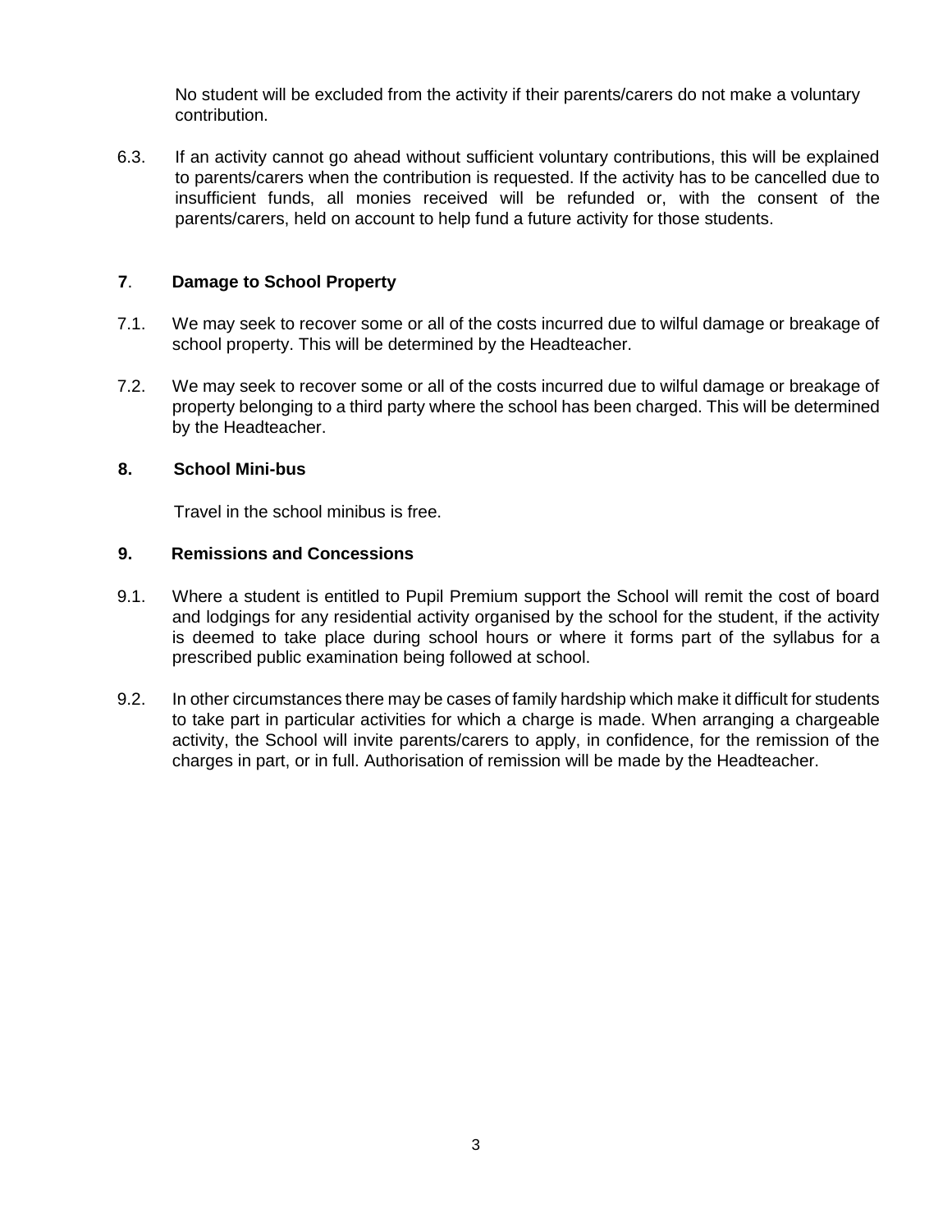No student will be excluded from the activity if their parents/carers do not make a voluntary contribution.

6.3. If an activity cannot go ahead without sufficient voluntary contributions, this will be explained to parents/carers when the contribution is requested. If the activity has to be cancelled due to insufficient funds, all monies received will be refunded or, with the consent of the parents/carers, held on account to help fund a future activity for those students.

## 7. Damage to School Property

7.1. We may seek to recover some or all of the costs incurred due to wilful damage or breakage of school property. This will be determined by the Headteacher.

7.2. We may seek to recover some or all of the costs incurred due to wilful damage or breakage of property belonging to a third party where the school has been charged. This will be determined by the Headteacher.

## 8. School Mini-bus

Travel in the school minibus is free.

## 9. Remissions and Concessions

9.1. Where a student is entitled to Pupil Premium support the School will remit the cost of board and lodgings for any residential activity organised by the school for the student, if the activity is deemed to take place during school hours or where it forms part of the syllabus for a prescribed public examination being followed at school.

9.2. In other circumstances there may be cases of family hardship which make it difficult for students to take part in particular activities for which a charge is made. When arranging a chargeable activity, the School will invite parents/carers to apply, in confidence, for the remission of the charges in part, or in full. Authorisation of remission will be made by the Headteacher.